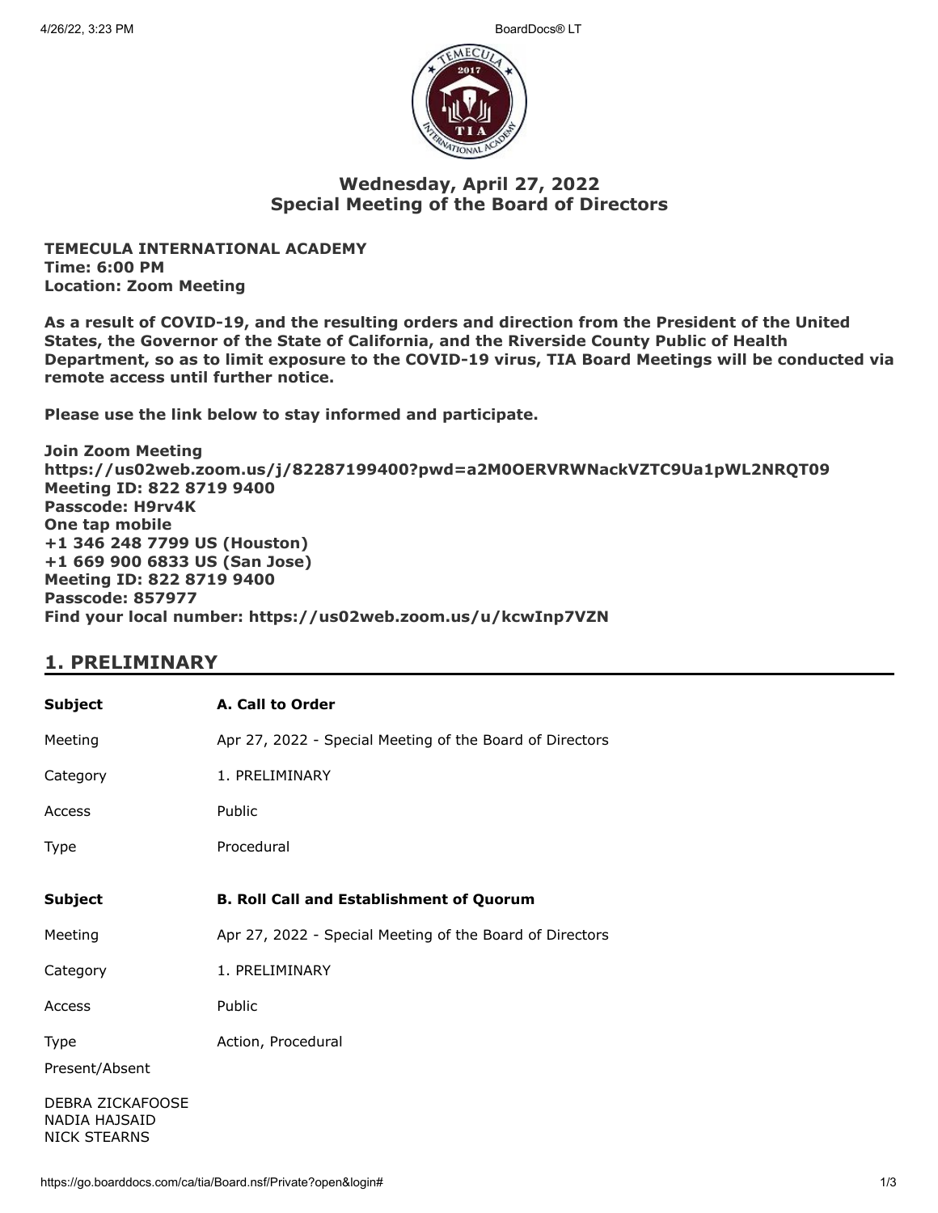## Wednesday, April 27, 2022
## Special Meeting of the Board of Directors

**TEMECULA INTERNATIONAL ACADEMY**
**Time: 6:00 PM**
**Location: Zoom Meeting**

**As a result of COVID-19, and the resulting orders and direction from the President of the United States, the Governor of the State of California, and the Riverside County Public of Health Department, so as to limit exposure to the COVID-19 virus, TIA Board Meetings will be conducted via remote access until further notice.**

**Please use the link below to stay informed and participate.**

**Join Zoom Meeting**
**https://us02web.zoom.us/j/82287199400?pwd=a2M0OERVRWNackVZTC9Ua1pWL2NRQT09**
**Meeting ID: 822 8719 9400**
**Passcode: H9rv4K**
**One tap mobile**
**+1 346 248 7799 US (Houston)**
**+1 669 900 6833 US (San Jose)**
**Meeting ID: 822 8719 9400**
**Passcode: 857977**
**Find your local number: https://us02web.zoom.us/u/kcwInp7VZN**

## 1. PRELIMINARY

| **Subject** | **A. Call to Order** |
|---|---|
| Meeting | Apr 27, 2022 - Special Meeting of the Board of Directors |
| Category | 1. PRELIMINARY |
| Access | Public |
| Type | Procedural |

| **Subject** | **B. Roll Call and Establishment of Quorum** |
|---|---|
| Meeting | Apr 27, 2022 - Special Meeting of the Board of Directors |
| Category | 1. PRELIMINARY |
| Access | Public |
| Type | Action, Procedural |

Present/Absent

DEBRA ZICKAFOOSE
NADIA HAJSAID
NICK STEARNS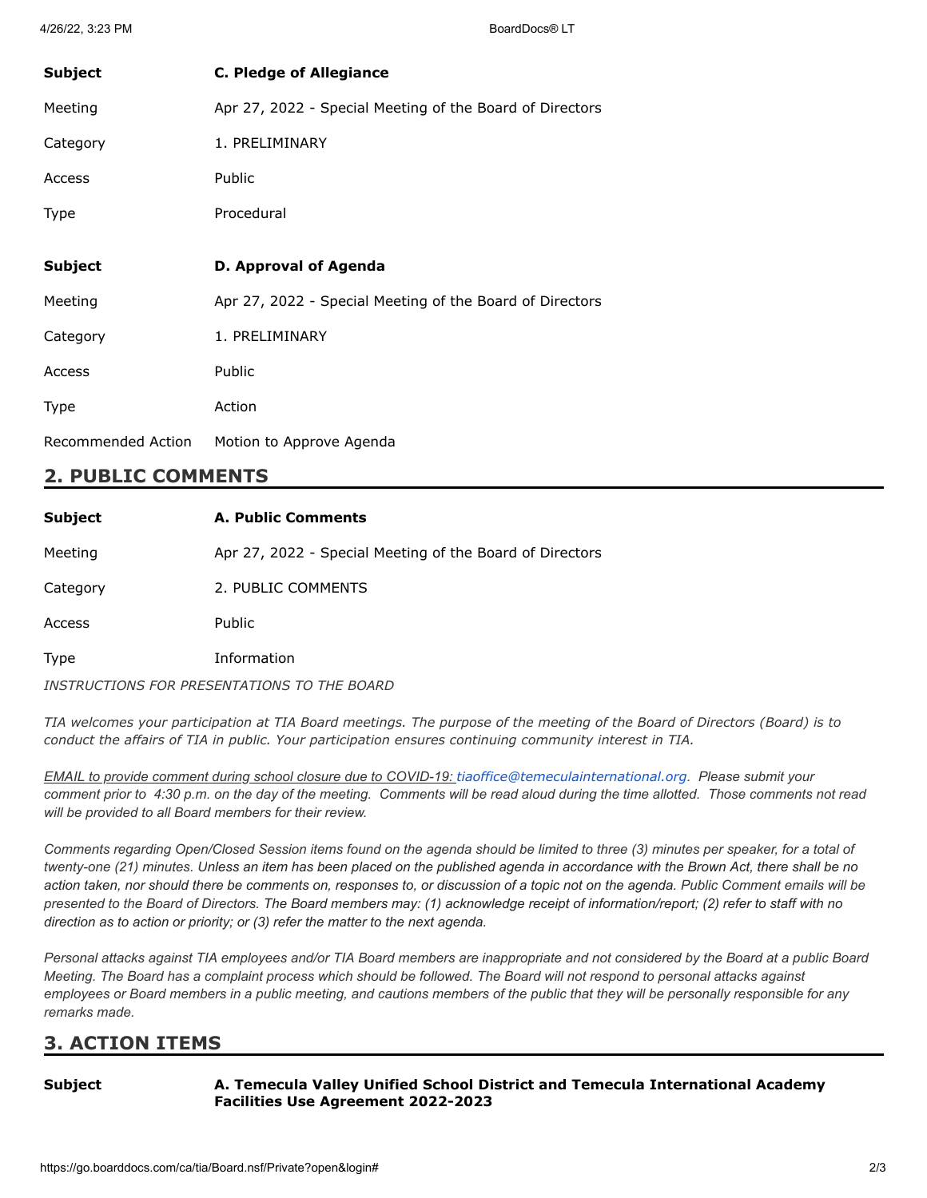| Subject | **C. Pledge of Allegiance** |
|---|---|
| Meeting | Apr 27, 2022 - Special Meeting of the Board of Directors |
| Category | 1. PRELIMINARY |
| Access | Public |
| Type | Procedural |

| Subject | **D. Approval of Agenda** |
|---|---|
| Meeting | Apr 27, 2022 - Special Meeting of the Board of Directors |
| Category | 1. PRELIMINARY |
| Access | Public |
| Type | Action |
| Recommended Action | Motion to Approve Agenda |

## 2. PUBLIC COMMENTS

| Subject | **A. Public Comments** |
|---|---|
| Meeting | Apr 27, 2022 - Special Meeting of the Board of Directors |
| Category | 2. PUBLIC COMMENTS |
| Access | Public |
| Type | Information |

*INSTRUCTIONS FOR PRESENTATIONS TO THE BOARD*

*TIA welcomes your participation at TIA Board meetings. The purpose of the meeting of the Board of Directors (Board) is to conduct the affairs of TIA in public. Your participation ensures continuing community interest in TIA.*

*EMAIL to provide comment during school closure due to COVID-19: tiaoffice@temeculainternational.org. Please submit your comment prior to 4:30 p.m. on the day of the meeting. Comments will be read aloud during the time allotted. Those comments not read will be provided to all Board members for their review.*

*Comments regarding Open/Closed Session items found on the agenda should be limited to three (3) minutes per speaker, for a total of twenty-one (21) minutes. Unless an item has been placed on the published agenda in accordance with the Brown Act, there shall be no action taken, nor should there be comments on, responses to, or discussion of a topic not on the agenda. Public Comment emails will be presented to the Board of Directors. The Board members may: (1) acknowledge receipt of information/report; (2) refer to staff with no direction as to action or priority; or (3) refer the matter to the next agenda.*

*Personal attacks against TIA employees and/or TIA Board members are inappropriate and not considered by the Board at a public Board Meeting. The Board has a complaint process which should be followed. The Board will not respond to personal attacks against employees or Board members in a public meeting, and cautions members of the public that they will be personally responsible for any remarks made.*

## 3. ACTION ITEMS

| Subject | **A. Temecula Valley Unified School District and Temecula International Academy Facilities Use Agreement 2022-2023** |
|---|---|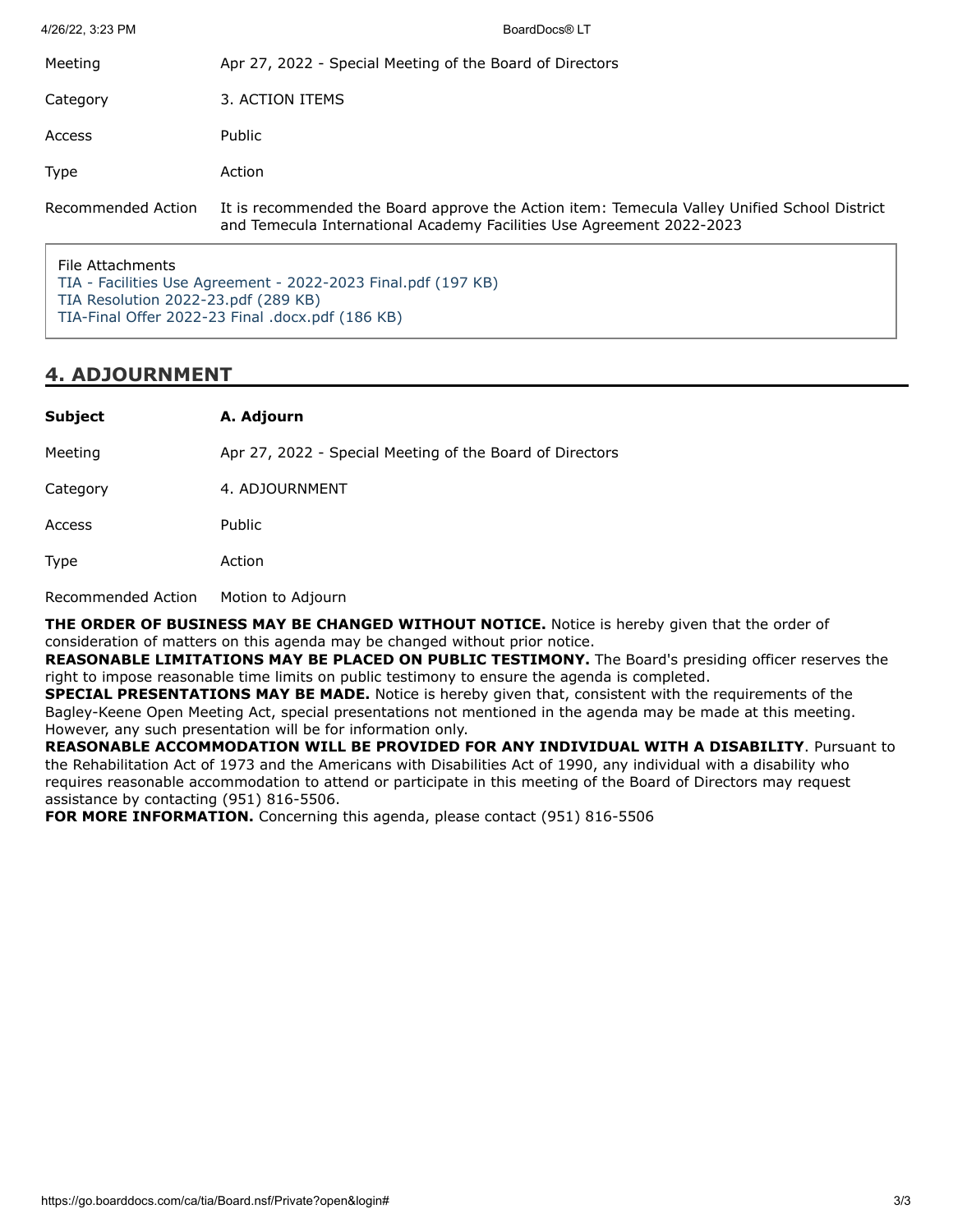| | |
|---|---|
| Meeting | Apr 27, 2022 - Special Meeting of the Board of Directors |
| Category | 3. ACTION ITEMS |
| Access | Public |
| Type | Action |
| Recommended Action | It is recommended the Board approve the Action item: Temecula Valley Unified School District and Temecula International Academy Facilities Use Agreement 2022-2023 |

File Attachments
TIA - Facilities Use Agreement - 2022-2023 Final.pdf (197 KB)
TIA Resolution 2022-23.pdf (289 KB)
TIA-Final Offer 2022-23 Final .docx.pdf (186 KB)

## 4. ADJOURNMENT

| | |
|---|---|
| **Subject** | **A. Adjourn** |
| Meeting | Apr 27, 2022 - Special Meeting of the Board of Directors |
| Category | 4. ADJOURNMENT |
| Access | Public |
| Type | Action |
| Recommended Action | Motion to Adjourn |

**THE ORDER OF BUSINESS MAY BE CHANGED WITHOUT NOTICE.** Notice is hereby given that the order of consideration of matters on this agenda may be changed without prior notice.
**REASONABLE LIMITATIONS MAY BE PLACED ON PUBLIC TESTIMONY.** The Board's presiding officer reserves the right to impose reasonable time limits on public testimony to ensure the agenda is completed.
**SPECIAL PRESENTATIONS MAY BE MADE.** Notice is hereby given that, consistent with the requirements of the Bagley-Keene Open Meeting Act, special presentations not mentioned in the agenda may be made at this meeting. However, any such presentation will be for information only.
**REASONABLE ACCOMMODATION WILL BE PROVIDED FOR ANY INDIVIDUAL WITH A DISABILITY**. Pursuant to the Rehabilitation Act of 1973 and the Americans with Disabilities Act of 1990, any individual with a disability who requires reasonable accommodation to attend or participate in this meeting of the Board of Directors may request assistance by contacting (951) 816-5506.
**FOR MORE INFORMATION.** Concerning this agenda, please contact (951) 816-5506